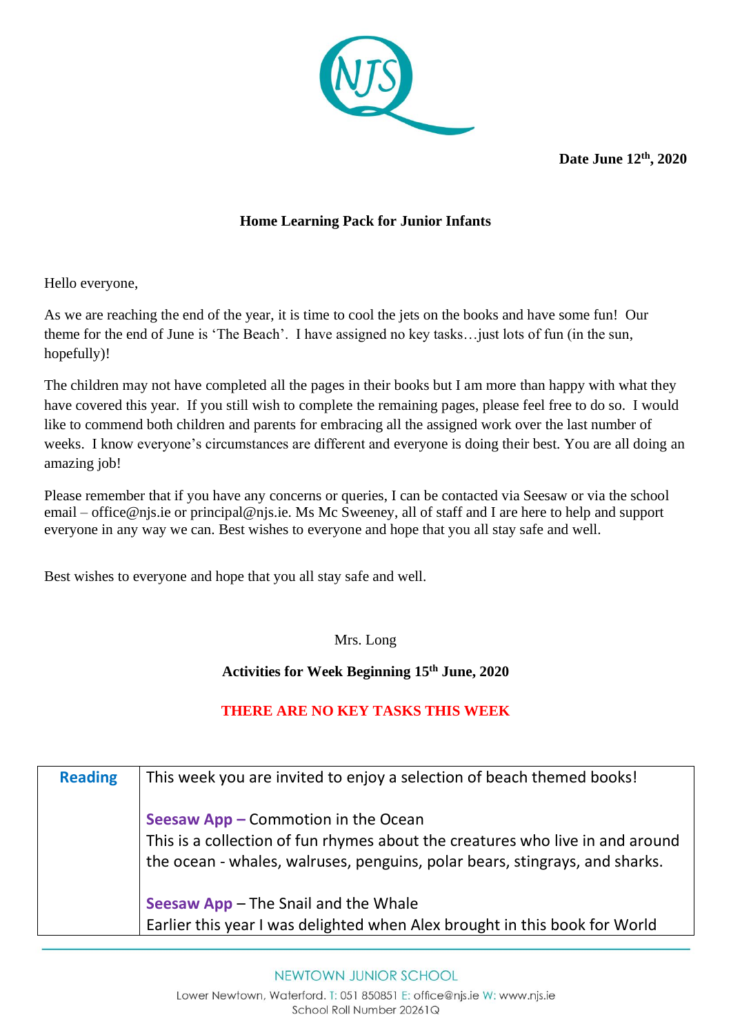**Date June 12th, 2020**

**Home Learning Pack for Junior Infants**

Hello everyone,

As we are reaching the end of the year, it is time to cool the jets on the books and have some fun! Our theme for the end of June is 'The Beach'. I have assigned no key tasks…just lots of fun (in the sun, hopefully)!

The children may not have completed all the pages in their books but I am more than happy with what they have covered this year. If you still wish to complete the remaining pages, please feel free to do so. I would like to commend both children and parents for embracing all the assigned work over the last number of weeks. I know everyone's circumstances are different and everyone is doing their best. You are all doing an amazing job!

Please remember that if you have any concerns or queries, I can be contacted via Seesaw or via the school email – office@njs.ie or principal@njs.ie. Ms Mc Sweeney, all of staff and I are here to help and support everyone in any way we can. Best wishes to everyone and hope that you all stay safe and well.

Best wishes to everyone and hope that you all stay safe and well.

Mrs. Long

**Activities for Week Beginning 15th June, 2020**

**THERE ARE NO KEY TASKS THIS WEEK**

| | |
|---|---|
| **Reading** | This week you are invited to enjoy a selection of beach themed books!<br><br>**Seesaw App –** Commotion in the Ocean<br>This is a collection of fun rhymes about the creatures who live in and around the ocean - whales, walruses, penguins, polar bears, stingrays, and sharks.<br><br>**Seesaw App** – The Snail and the Whale<br>Earlier this year I was delighted when Alex brought in this book for World |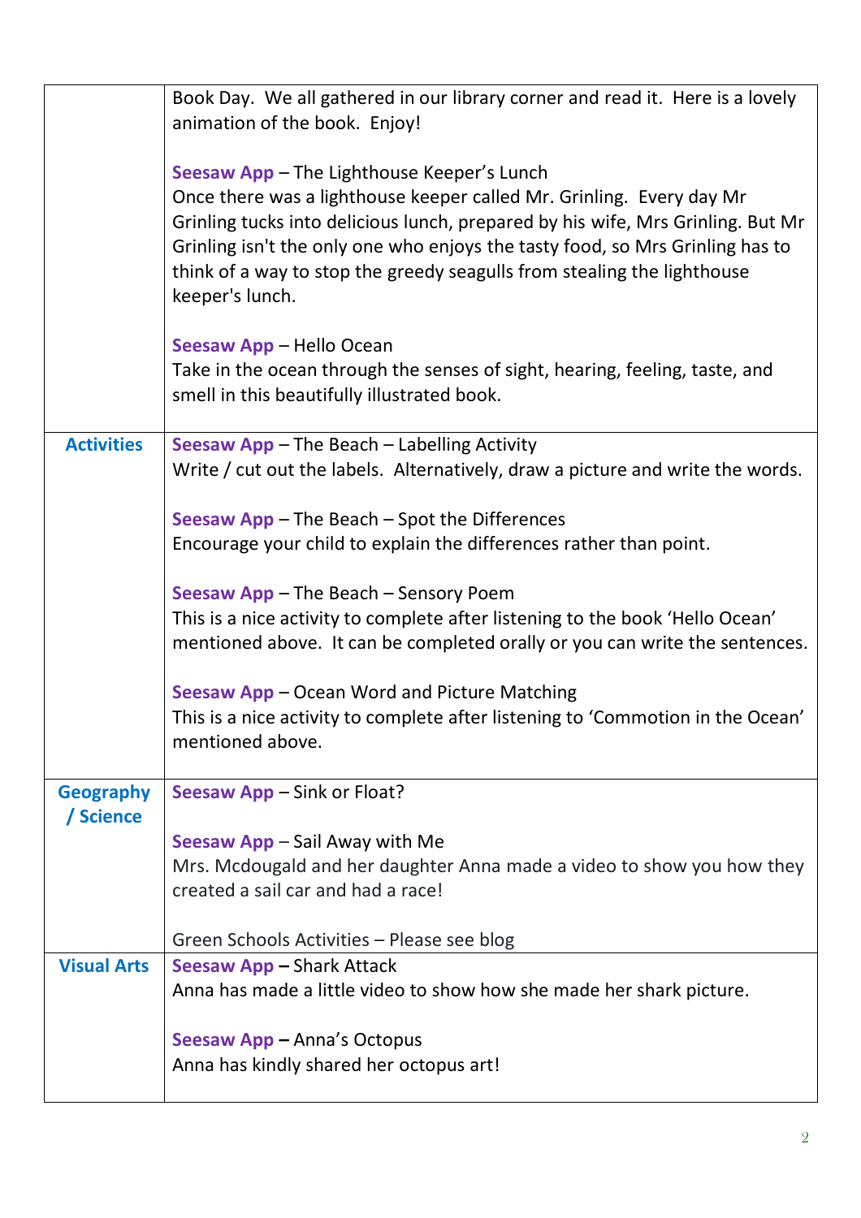| | |
|---|---|
| | Book Day. We all gathered in our library corner and read it. Here is a lovely animation of the book. Enjoy!<br><br>**Seesaw App** – The Lighthouse Keeper's Lunch<br>Once there was a lighthouse keeper called Mr. Grinling. Every day Mr Grinling tucks into delicious lunch, prepared by his wife, Mrs Grinling. But Mr Grinling isn't the only one who enjoys the tasty food, so Mrs Grinling has to think of a way to stop the greedy seagulls from stealing the lighthouse keeper's lunch.<br><br>**Seesaw App** – Hello Ocean<br>Take in the ocean through the senses of sight, hearing, feeling, taste, and smell in this beautifully illustrated book. |
| **Activities** | **Seesaw App** – The Beach – Labelling Activity<br>Write / cut out the labels. Alternatively, draw a picture and write the words.<br><br>**Seesaw App** – The Beach – Spot the Differences<br>Encourage your child to explain the differences rather than point.<br><br>**Seesaw App** – The Beach – Sensory Poem<br>This is a nice activity to complete after listening to the book 'Hello Ocean' mentioned above. It can be completed orally or you can write the sentences.<br><br>**Seesaw App** – Ocean Word and Picture Matching<br>This is a nice activity to complete after listening to 'Commotion in the Ocean' mentioned above. |
| **Geography / Science** | **Seesaw App** – Sink or Float?<br><br>**Seesaw App** – Sail Away with Me<br>Mrs. Mcdougald and her daughter Anna made a video to show you how they created a sail car and had a race!<br><br>Green Schools Activities – Please see blog |
| **Visual Arts** | **Seesaw App –** Shark Attack<br>Anna has made a little video to show how she made her shark picture.<br><br>**Seesaw App –** Anna's Octopus<br>Anna has kindly shared her octopus art! |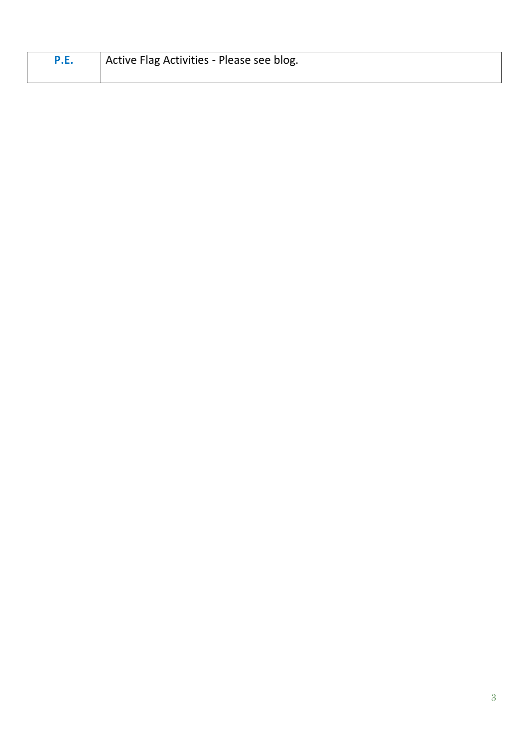| | |
|---|---|
| **P.E.** | Active Flag Activities - Please see blog. |